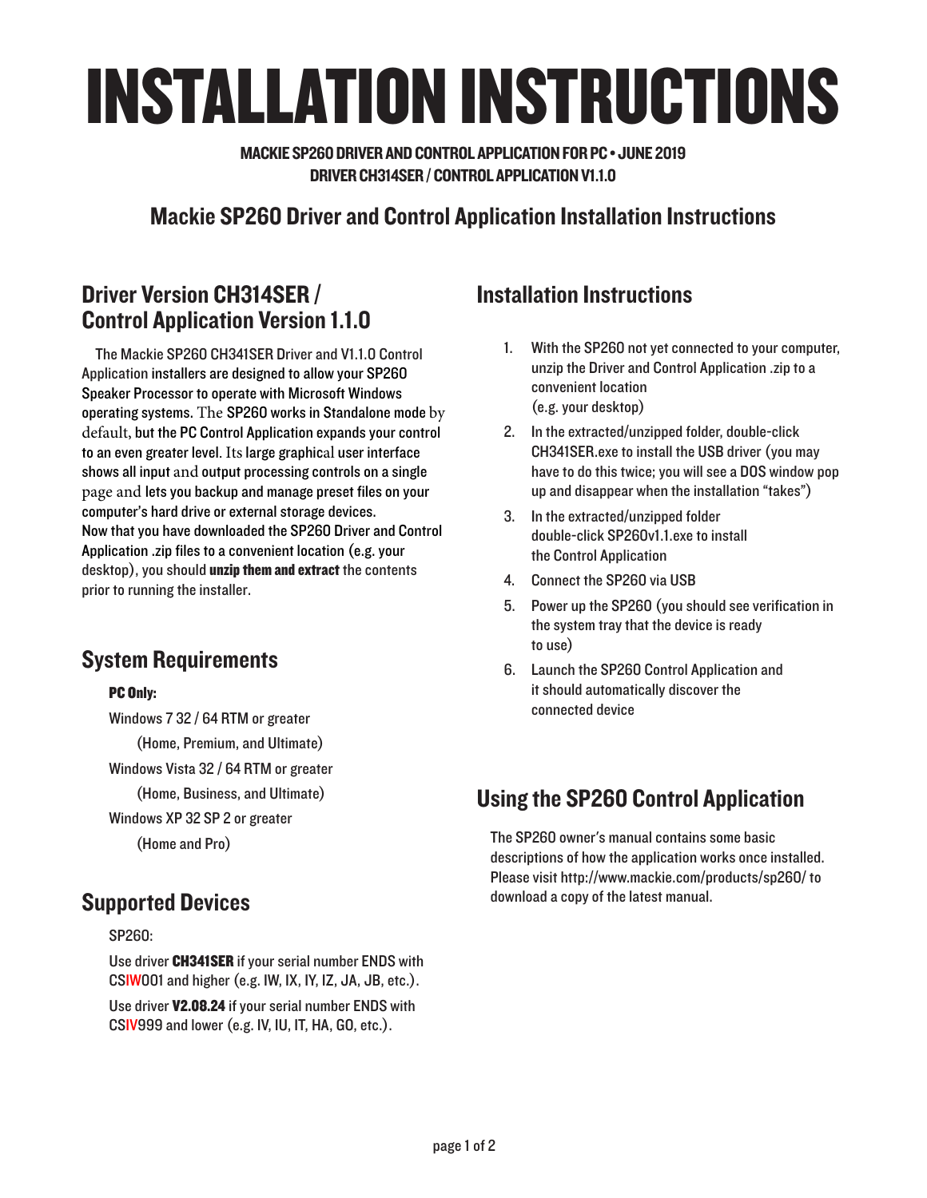# INSTALLATION INSTRUCTIONS

**MACKIE SP260 DRIVER AND CONTROL APPLICATION FOR PC • JUNE 2019**
**DRIVER CH314SER / CONTROL APPLICATION V1.1.0**

## Mackie SP260 Driver and Control Application Installation Instructions

## Driver Version CH314SER / Control Application Version 1.1.0

The Mackie SP260 CH341SER Driver and V1.1.0 Control Application installers are designed to allow your SP260 Speaker Processor to operate with Microsoft Windows operating systems. The SP260 works in Standalone mode by default, but the PC Control Application expands your control to an even greater level. Its large graphical user interface shows all input and output processing controls on a single page and lets you backup and manage preset files on your computer's hard drive or external storage devices.
Now that you have downloaded the SP260 Driver and Control Application .zip files to a convenient location (e.g. your desktop), you should **unzip them and extract** the contents prior to running the installer.

## System Requirements

**PC Only:**

Windows 7 32 / 64 RTM or greater
(Home, Premium, and Ultimate)
Windows Vista 32 / 64 RTM or greater
(Home, Business, and Ultimate)
Windows XP 32 SP 2 or greater
(Home and Pro)

## Supported Devices

SP260:

Use driver **CH341SER** if your serial number ENDS with CSIW001 and higher (e.g. IW, IX, IY, IZ, JA, JB, etc.).

Use driver **V2.08.24** if your serial number ENDS with CSIV999 and lower (e.g. IV, IU, IT, HA, GO, etc.).

## Installation Instructions

1. With the SP260 not yet connected to your computer, unzip the Driver and Control Application .zip to a convenient location (e.g. your desktop)
2. In the extracted/unzipped folder, double-click CH341SER.exe to install the USB driver (you may have to do this twice; you will see a DOS window pop up and disappear when the installation "takes")
3. In the extracted/unzipped folder double-click SP260v1.1.exe to install the Control Application
4. Connect the SP260 via USB
5. Power up the SP260 (you should see verification in the system tray that the device is ready to use)
6. Launch the SP260 Control Application and it should automatically discover the connected device

## Using the SP260 Control Application

The SP260 owner's manual contains some basic descriptions of how the application works once installed. Please visit http://www.mackie.com/products/sp260/ to download a copy of the latest manual.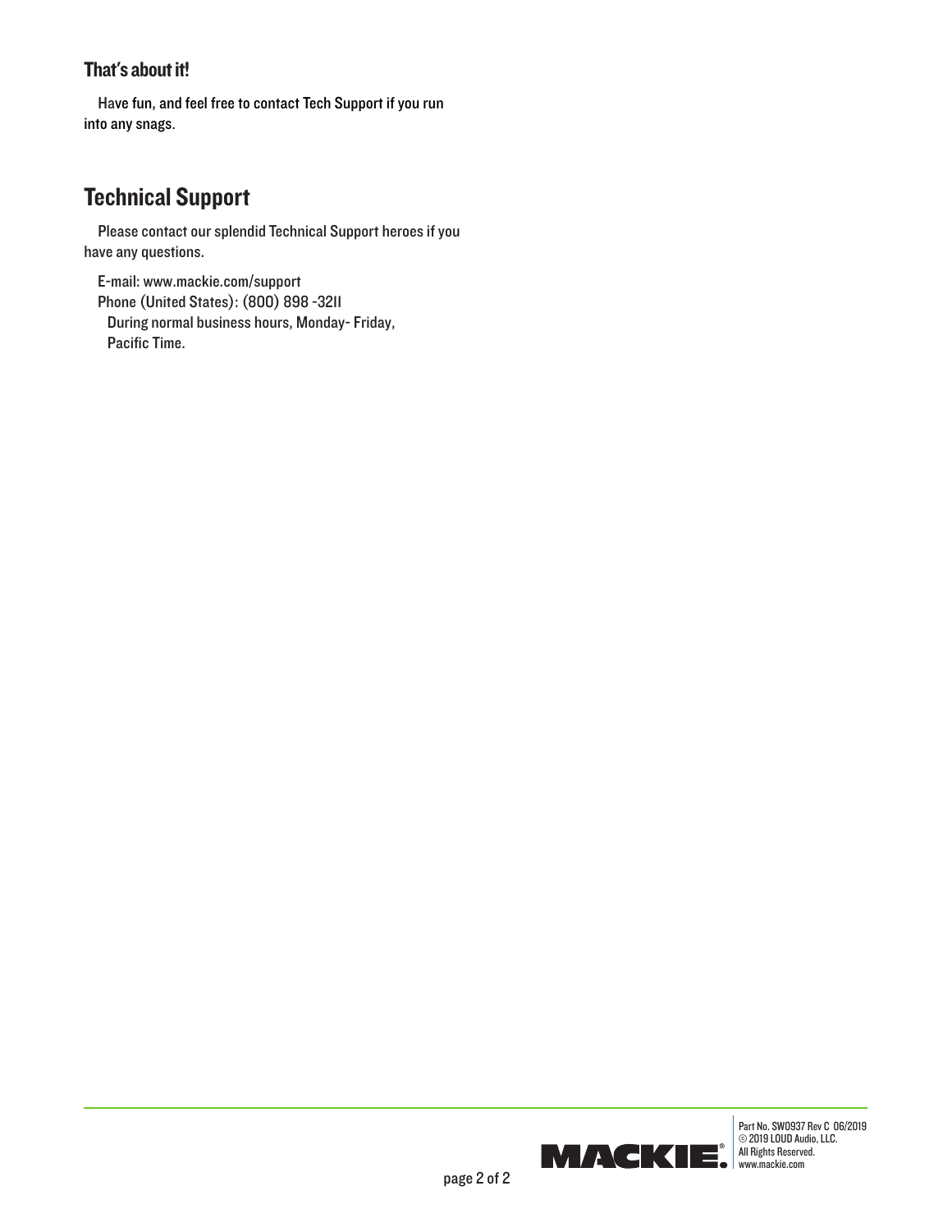### That's about it!

Have fun, and feel free to contact Tech Support if you run into any snags.

## Technical Support

Please contact our splendid Technical Support heroes if you have any questions.

E-mail: www.mackie.com/support
Phone (United States): (800) 898 -3211
During normal business hours, Monday- Friday, Pacific Time.

Part No. SW0937 Rev C 06/2019
© 2019 LOUD Audio, LLC.
All Rights Reserved.
www.mackie.com